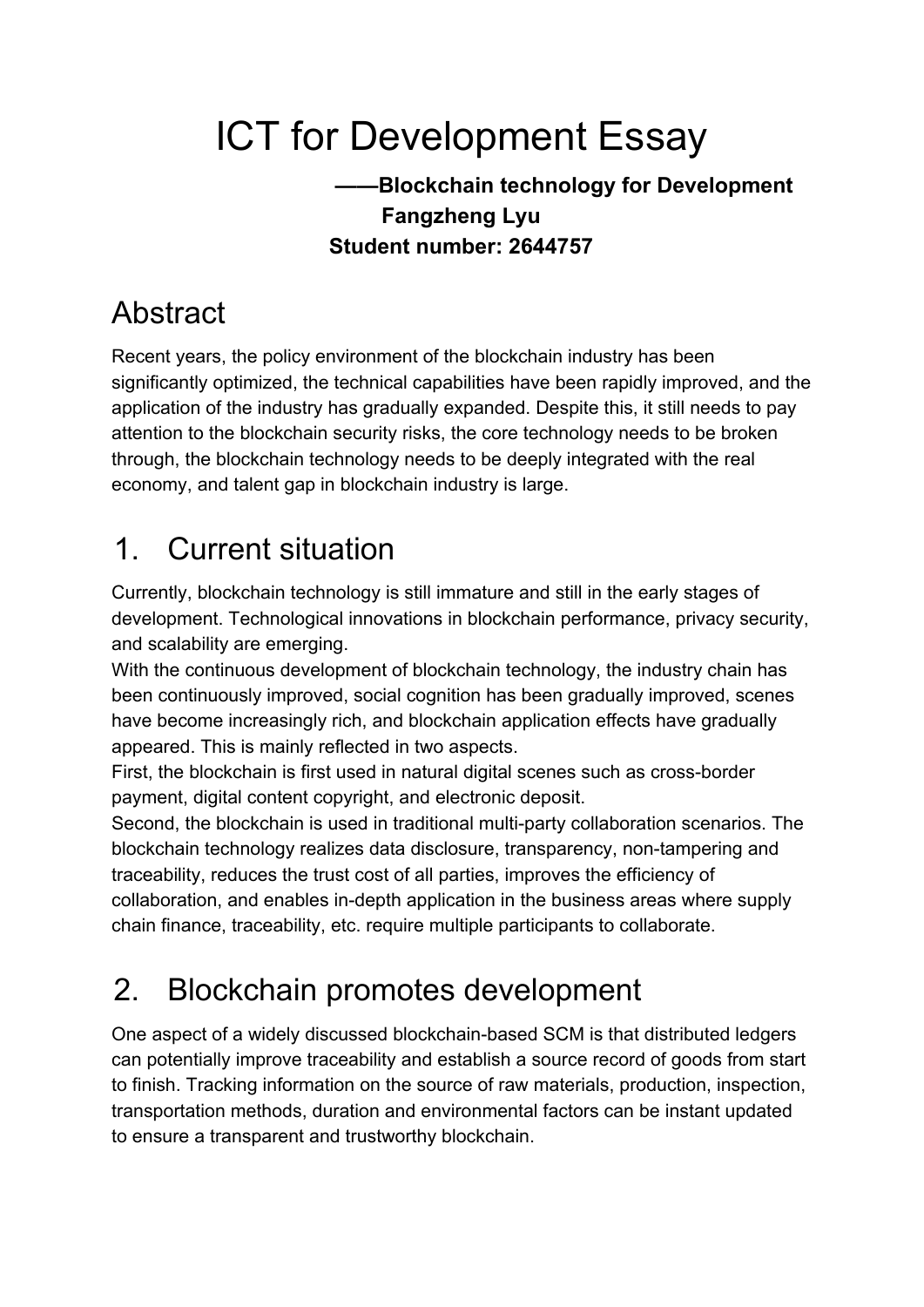# ICT for Development Essay

**——Blockchain technology for Development**
**Fangzheng Lyu**
**Student number: 2644757**

## Abstract

Recent years, the policy environment of the blockchain industry has been significantly optimized, the technical capabilities have been rapidly improved, and the application of the industry has gradually expanded. Despite this, it still needs to pay attention to the blockchain security risks, the core technology needs to be broken through, the blockchain technology needs to be deeply integrated with the real economy, and talent gap in blockchain industry is large.

## 1. Current situation

Currently, blockchain technology is still immature and still in the early stages of development. Technological innovations in blockchain performance, privacy security, and scalability are emerging.

With the continuous development of blockchain technology, the industry chain has been continuously improved, social cognition has been gradually improved, scenes have become increasingly rich, and blockchain application effects have gradually appeared. This is mainly reflected in two aspects.

First, the blockchain is first used in natural digital scenes such as cross-border payment, digital content copyright, and electronic deposit.

Second, the blockchain is used in traditional multi-party collaboration scenarios. The blockchain technology realizes data disclosure, transparency, non-tampering and traceability, reduces the trust cost of all parties, improves the efficiency of collaboration, and enables in-depth application in the business areas where supply chain finance, traceability, etc. require multiple participants to collaborate.

## 2. Blockchain promotes development

One aspect of a widely discussed blockchain-based SCM is that distributed ledgers can potentially improve traceability and establish a source record of goods from start to finish. Tracking information on the source of raw materials, production, inspection, transportation methods, duration and environmental factors can be instant updated to ensure a transparent and trustworthy blockchain.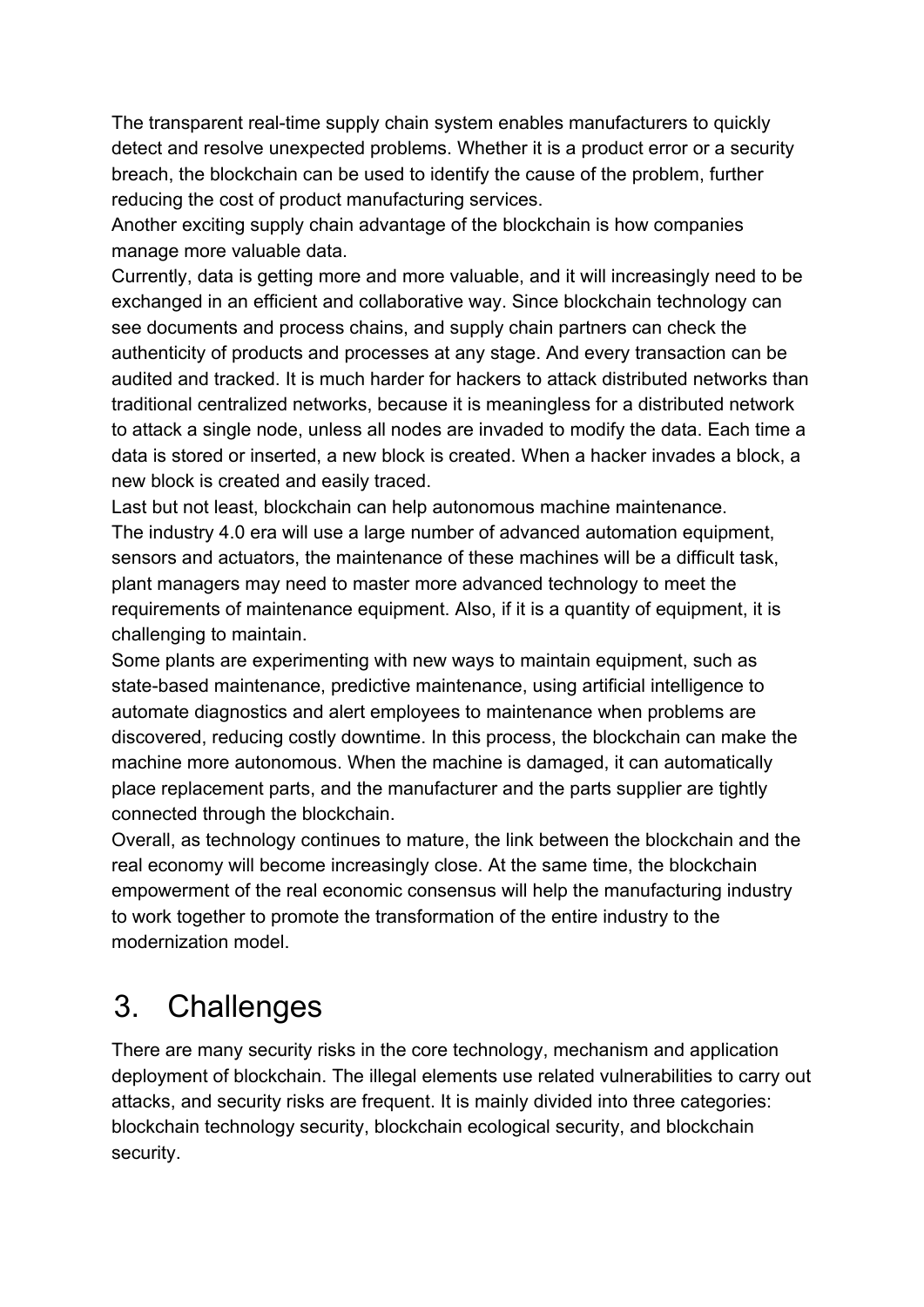The transparent real-time supply chain system enables manufacturers to quickly detect and resolve unexpected problems. Whether it is a product error or a security breach, the blockchain can be used to identify the cause of the problem, further reducing the cost of product manufacturing services.

Another exciting supply chain advantage of the blockchain is how companies manage more valuable data.

Currently, data is getting more and more valuable, and it will increasingly need to be exchanged in an efficient and collaborative way. Since blockchain technology can see documents and process chains, and supply chain partners can check the authenticity of products and processes at any stage. And every transaction can be audited and tracked. It is much harder for hackers to attack distributed networks than traditional centralized networks, because it is meaningless for a distributed network to attack a single node, unless all nodes are invaded to modify the data. Each time a data is stored or inserted, a new block is created. When a hacker invades a block, a new block is created and easily traced.

Last but not least, blockchain can help autonomous machine maintenance.

The industry 4.0 era will use a large number of advanced automation equipment, sensors and actuators, the maintenance of these machines will be a difficult task, plant managers may need to master more advanced technology to meet the requirements of maintenance equipment. Also, if it is a quantity of equipment, it is challenging to maintain.

Some plants are experimenting with new ways to maintain equipment, such as state-based maintenance, predictive maintenance, using artificial intelligence to automate diagnostics and alert employees to maintenance when problems are discovered, reducing costly downtime. In this process, the blockchain can make the machine more autonomous. When the machine is damaged, it can automatically place replacement parts, and the manufacturer and the parts supplier are tightly connected through the blockchain.

Overall, as technology continues to mature, the link between the blockchain and the real economy will become increasingly close. At the same time, the blockchain empowerment of the real economic consensus will help the manufacturing industry to work together to promote the transformation of the entire industry to the modernization model.

# 3. Challenges

There are many security risks in the core technology, mechanism and application deployment of blockchain. The illegal elements use related vulnerabilities to carry out attacks, and security risks are frequent. It is mainly divided into three categories: blockchain technology security, blockchain ecological security, and blockchain security.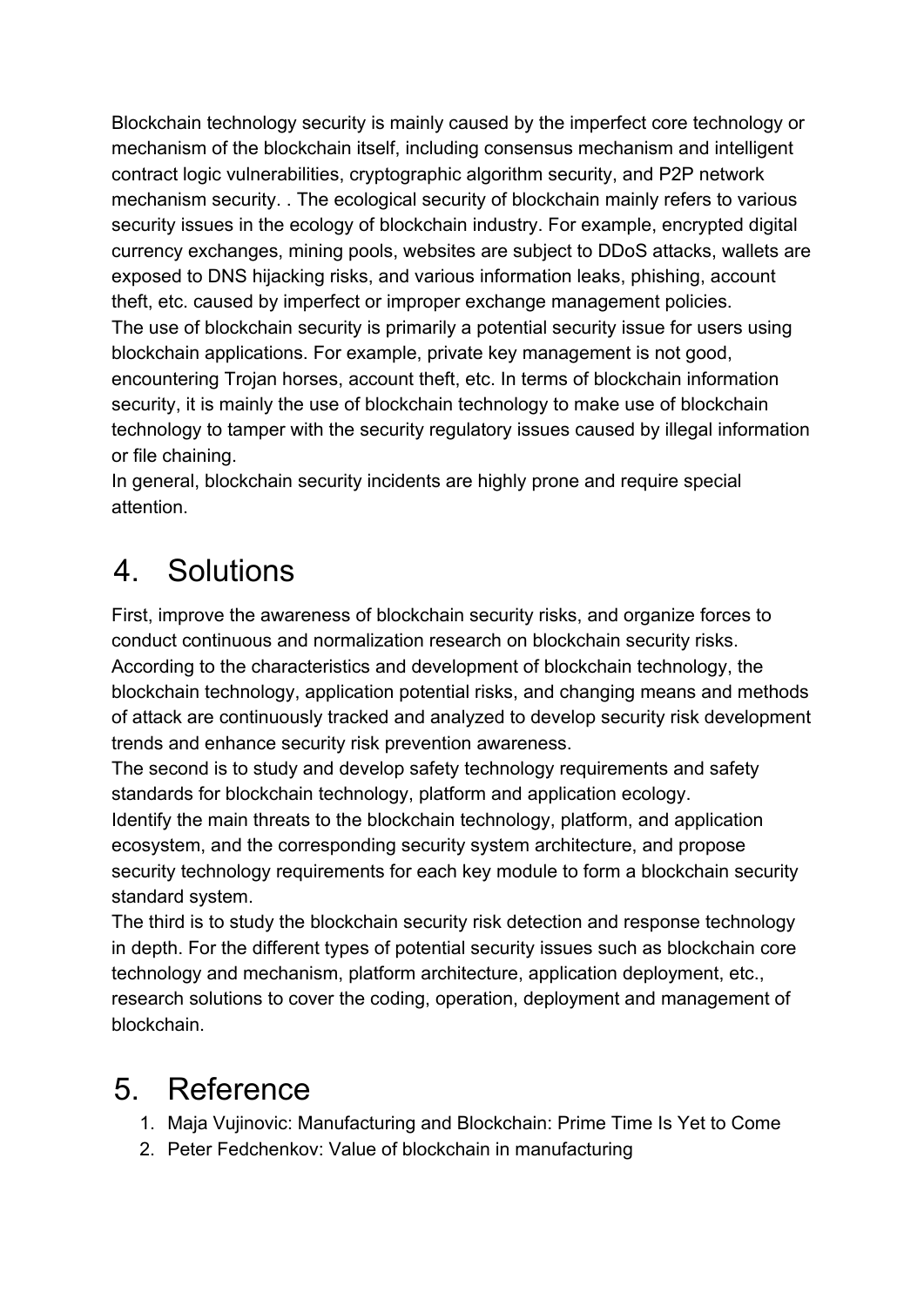Blockchain technology security is mainly caused by the imperfect core technology or mechanism of the blockchain itself, including consensus mechanism and intelligent contract logic vulnerabilities, cryptographic algorithm security, and P2P network mechanism security. . The ecological security of blockchain mainly refers to various security issues in the ecology of blockchain industry. For example, encrypted digital currency exchanges, mining pools, websites are subject to DDoS attacks, wallets are exposed to DNS hijacking risks, and various information leaks, phishing, account theft, etc. caused by imperfect or improper exchange management policies.
The use of blockchain security is primarily a potential security issue for users using blockchain applications. For example, private key management is not good, encountering Trojan horses, account theft, etc. In terms of blockchain information security, it is mainly the use of blockchain technology to make use of blockchain technology to tamper with the security regulatory issues caused by illegal information or file chaining.
In general, blockchain security incidents are highly prone and require special attention.

# 4. Solutions

First, improve the awareness of blockchain security risks, and organize forces to conduct continuous and normalization research on blockchain security risks. According to the characteristics and development of blockchain technology, the blockchain technology, application potential risks, and changing means and methods of attack are continuously tracked and analyzed to develop security risk development trends and enhance security risk prevention awareness.
The second is to study and develop safety technology requirements and safety standards for blockchain technology, platform and application ecology.
Identify the main threats to the blockchain technology, platform, and application ecosystem, and the corresponding security system architecture, and propose security technology requirements for each key module to form a blockchain security standard system.
The third is to study the blockchain security risk detection and response technology in depth. For the different types of potential security issues such as blockchain core technology and mechanism, platform architecture, application deployment, etc., research solutions to cover the coding, operation, deployment and management of blockchain.

# 5. Reference

1. Maja Vujinovic: Manufacturing and Blockchain: Prime Time Is Yet to Come
2. Peter Fedchenkov: Value of blockchain in manufacturing